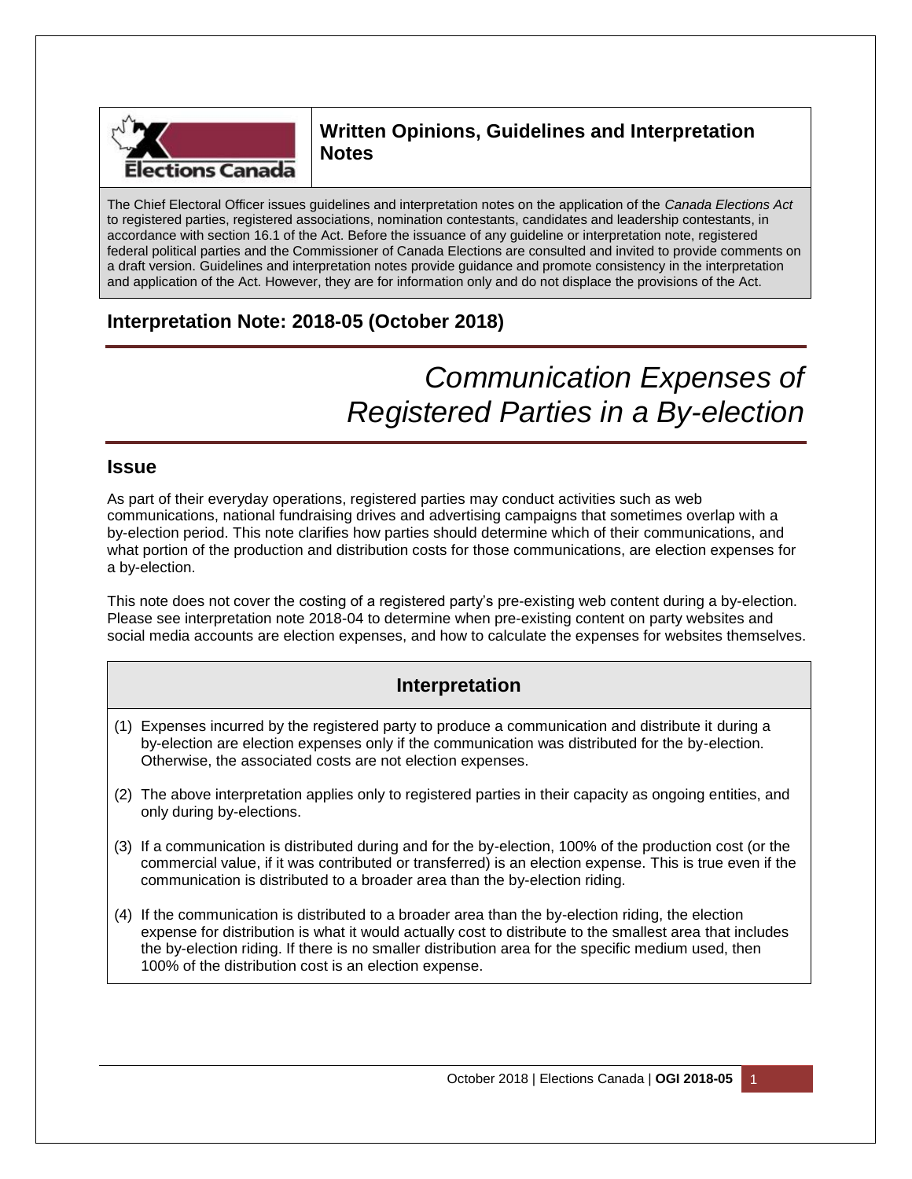**Written Opinions, Guidelines and Interpretation Notes**

The Chief Electoral Officer issues guidelines and interpretation notes on the application of the *Canada Elections Act* to registered parties, registered associations, nomination contestants, candidates and leadership contestants, in accordance with section 16.1 of the Act. Before the issuance of any guideline or interpretation note, registered federal political parties and the Commissioner of Canada Elections are consulted and invited to provide comments on a draft version. Guidelines and interpretation notes provide guidance and promote consistency in the interpretation and application of the Act. However, they are for information only and do not displace the provisions of the Act.

## Interpretation Note: 2018-05 (October 2018)

# *Communication Expenses of Registered Parties in a By-election*

## Issue

As part of their everyday operations, registered parties may conduct activities such as web communications, national fundraising drives and advertising campaigns that sometimes overlap with a by-election period. This note clarifies how parties should determine which of their communications, and what portion of the production and distribution costs for those communications, are election expenses for a by-election.

This note does not cover the costing of a registered party's pre-existing web content during a by-election. Please see interpretation note 2018-04 to determine when pre-existing content on party websites and social media accounts are election expenses, and how to calculate the expenses for websites themselves.

## Interpretation

(1) Expenses incurred by the registered party to produce a communication and distribute it during a by-election are election expenses only if the communication was distributed for the by-election. Otherwise, the associated costs are not election expenses.

(2) The above interpretation applies only to registered parties in their capacity as ongoing entities, and only during by-elections.

(3) If a communication is distributed during and for the by-election, 100% of the production cost (or the commercial value, if it was contributed or transferred) is an election expense. This is true even if the communication is distributed to a broader area than the by-election riding.

(4) If the communication is distributed to a broader area than the by-election riding, the election expense for distribution is what it would actually cost to distribute to the smallest area that includes the by-election riding. If there is no smaller distribution area for the specific medium used, then 100% of the distribution cost is an election expense.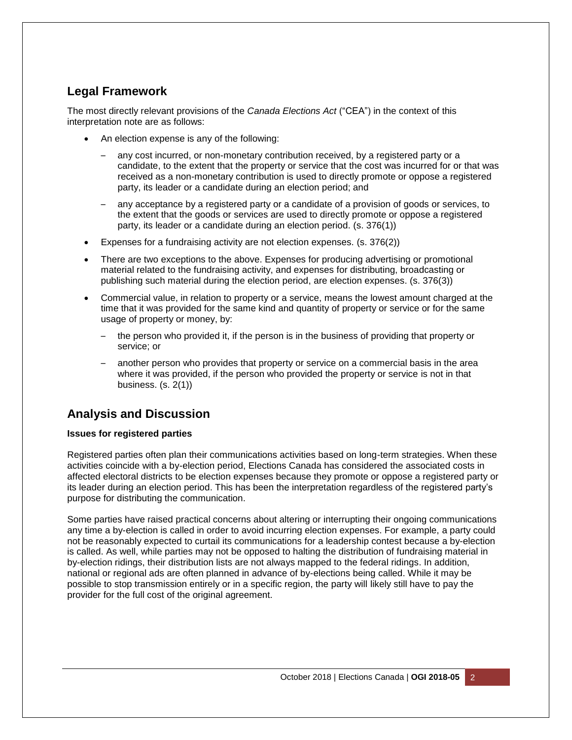## Legal Framework

The most directly relevant provisions of the *Canada Elections Act* ("CEA") in the context of this interpretation note are as follows:

- An election expense is any of the following:
  - any cost incurred, or non-monetary contribution received, by a registered party or a candidate, to the extent that the property or service that the cost was incurred for or that was received as a non-monetary contribution is used to directly promote or oppose a registered party, its leader or a candidate during an election period; and
  - any acceptance by a registered party or a candidate of a provision of goods or services, to the extent that the goods or services are used to directly promote or oppose a registered party, its leader or a candidate during an election period. (s. 376(1))
- Expenses for a fundraising activity are not election expenses. (s. 376(2))
- There are two exceptions to the above. Expenses for producing advertising or promotional material related to the fundraising activity, and expenses for distributing, broadcasting or publishing such material during the election period, are election expenses. (s. 376(3))
- Commercial value, in relation to property or a service, means the lowest amount charged at the time that it was provided for the same kind and quantity of property or service or for the same usage of property or money, by:
  - the person who provided it, if the person is in the business of providing that property or service; or
  - another person who provides that property or service on a commercial basis in the area where it was provided, if the person who provided the property or service is not in that business. (s. 2(1))

## Analysis and Discussion

**Issues for registered parties**

Registered parties often plan their communications activities based on long-term strategies. When these activities coincide with a by-election period, Elections Canada has considered the associated costs in affected electoral districts to be election expenses because they promote or oppose a registered party or its leader during an election period. This has been the interpretation regardless of the registered party's purpose for distributing the communication.

Some parties have raised practical concerns about altering or interrupting their ongoing communications any time a by-election is called in order to avoid incurring election expenses. For example, a party could not be reasonably expected to curtail its communications for a leadership contest because a by-election is called. As well, while parties may not be opposed to halting the distribution of fundraising material in by-election ridings, their distribution lists are not always mapped to the federal ridings. In addition, national or regional ads are often planned in advance of by-elections being called. While it may be possible to stop transmission entirely or in a specific region, the party will likely still have to pay the provider for the full cost of the original agreement.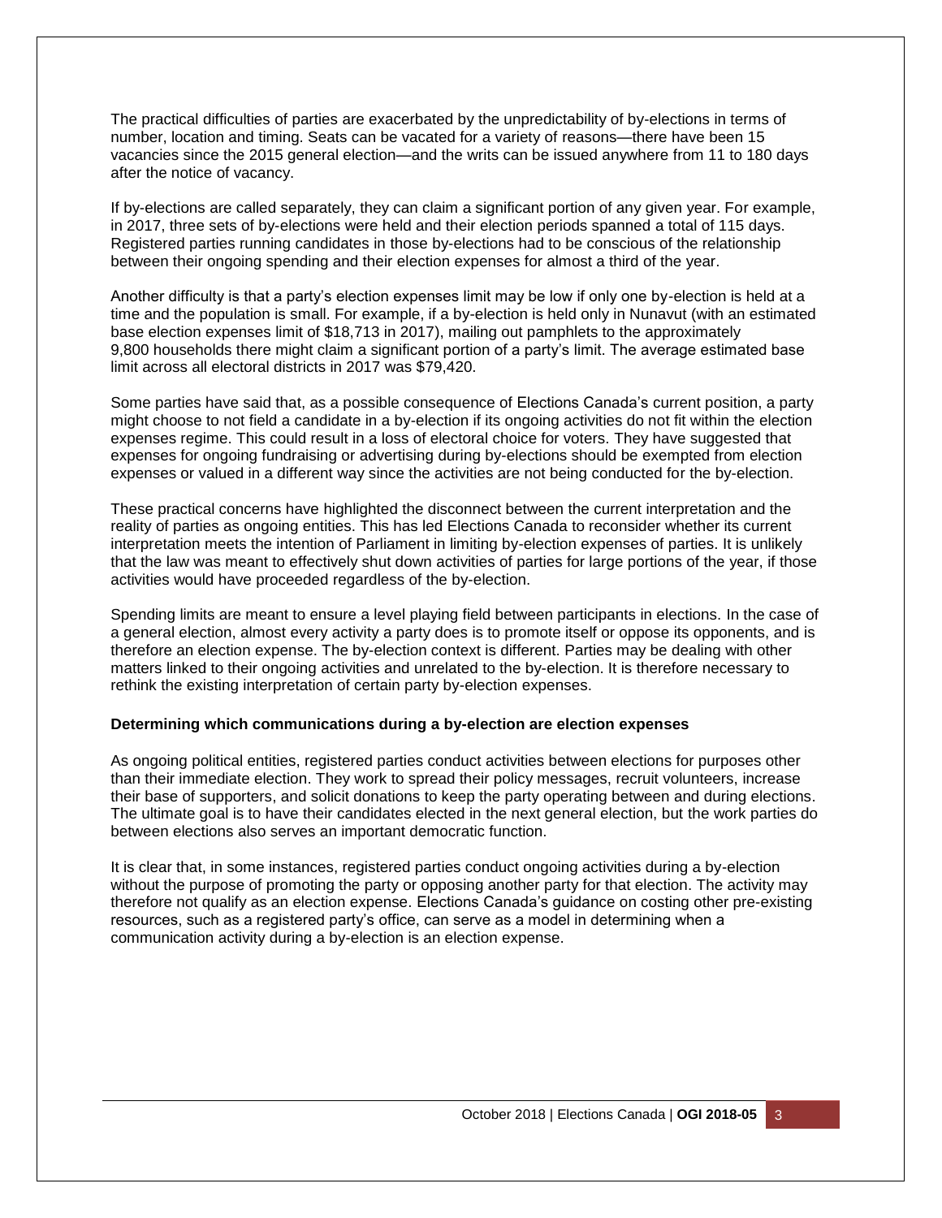The practical difficulties of parties are exacerbated by the unpredictability of by-elections in terms of number, location and timing. Seats can be vacated for a variety of reasons—there have been 15 vacancies since the 2015 general election—and the writs can be issued anywhere from 11 to 180 days after the notice of vacancy.

If by-elections are called separately, they can claim a significant portion of any given year. For example, in 2017, three sets of by-elections were held and their election periods spanned a total of 115 days. Registered parties running candidates in those by-elections had to be conscious of the relationship between their ongoing spending and their election expenses for almost a third of the year.

Another difficulty is that a party's election expenses limit may be low if only one by-election is held at a time and the population is small. For example, if a by-election is held only in Nunavut (with an estimated base election expenses limit of $18,713 in 2017), mailing out pamphlets to the approximately 9,800 households there might claim a significant portion of a party's limit. The average estimated base limit across all electoral districts in 2017 was $79,420.

Some parties have said that, as a possible consequence of Elections Canada's current position, a party might choose to not field a candidate in a by-election if its ongoing activities do not fit within the election expenses regime. This could result in a loss of electoral choice for voters. They have suggested that expenses for ongoing fundraising or advertising during by-elections should be exempted from election expenses or valued in a different way since the activities are not being conducted for the by-election.

These practical concerns have highlighted the disconnect between the current interpretation and the reality of parties as ongoing entities. This has led Elections Canada to reconsider whether its current interpretation meets the intention of Parliament in limiting by-election expenses of parties. It is unlikely that the law was meant to effectively shut down activities of parties for large portions of the year, if those activities would have proceeded regardless of the by-election.

Spending limits are meant to ensure a level playing field between participants in elections. In the case of a general election, almost every activity a party does is to promote itself or oppose its opponents, and is therefore an election expense. The by-election context is different. Parties may be dealing with other matters linked to their ongoing activities and unrelated to the by-election. It is therefore necessary to rethink the existing interpretation of certain party by-election expenses.

**Determining which communications during a by-election are election expenses**

As ongoing political entities, registered parties conduct activities between elections for purposes other than their immediate election. They work to spread their policy messages, recruit volunteers, increase their base of supporters, and solicit donations to keep the party operating between and during elections. The ultimate goal is to have their candidates elected in the next general election, but the work parties do between elections also serves an important democratic function.

It is clear that, in some instances, registered parties conduct ongoing activities during a by-election without the purpose of promoting the party or opposing another party for that election. The activity may therefore not qualify as an election expense. Elections Canada's guidance on costing other pre-existing resources, such as a registered party's office, can serve as a model in determining when a communication activity during a by-election is an election expense.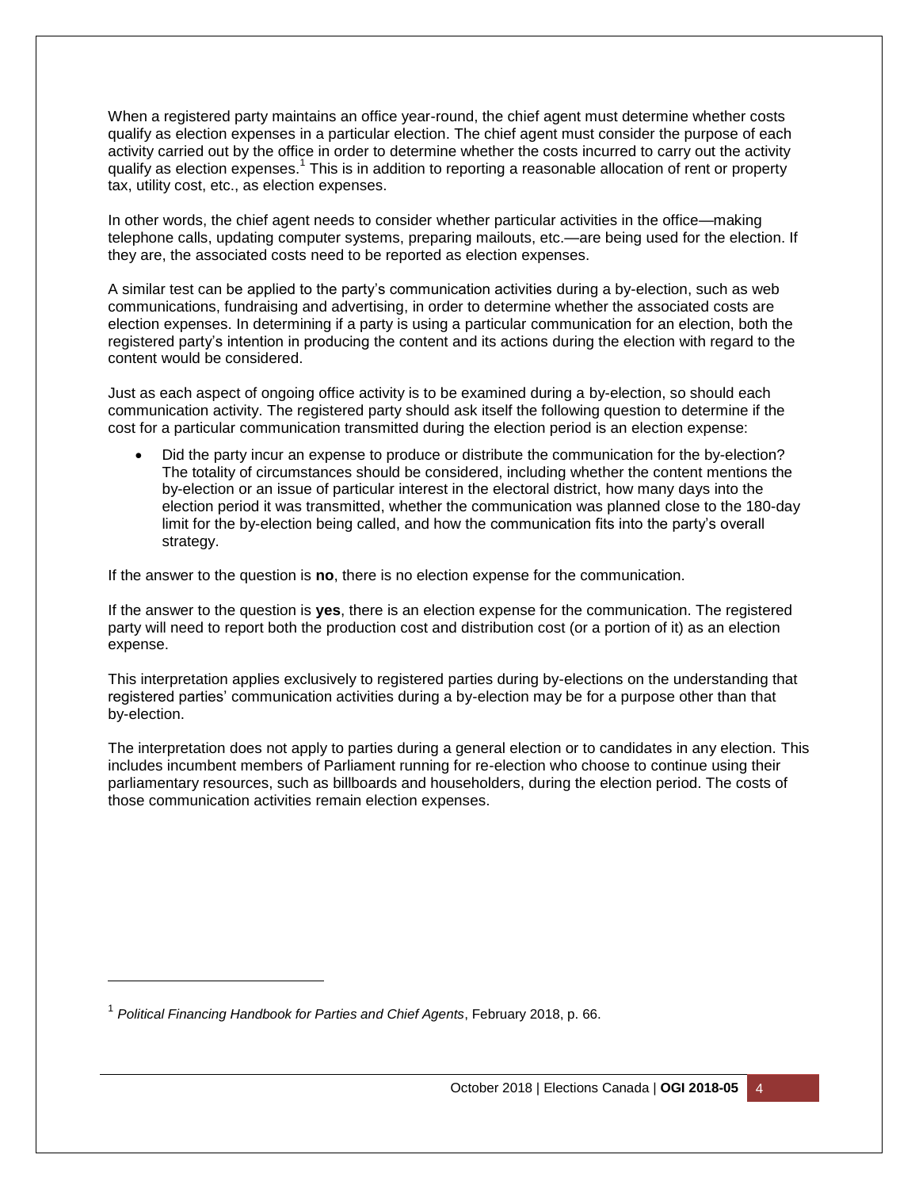When a registered party maintains an office year-round, the chief agent must determine whether costs qualify as election expenses in a particular election. The chief agent must consider the purpose of each activity carried out by the office in order to determine whether the costs incurred to carry out the activity qualify as election expenses.[1] This is in addition to reporting a reasonable allocation of rent or property tax, utility cost, etc., as election expenses.

In other words, the chief agent needs to consider whether particular activities in the office—making telephone calls, updating computer systems, preparing mailouts, etc.—are being used for the election. If they are, the associated costs need to be reported as election expenses.

A similar test can be applied to the party's communication activities during a by-election, such as web communications, fundraising and advertising, in order to determine whether the associated costs are election expenses. In determining if a party is using a particular communication for an election, both the registered party's intention in producing the content and its actions during the election with regard to the content would be considered.

Just as each aspect of ongoing office activity is to be examined during a by-election, so should each communication activity. The registered party should ask itself the following question to determine if the cost for a particular communication transmitted during the election period is an election expense:

- Did the party incur an expense to produce or distribute the communication for the by-election? The totality of circumstances should be considered, including whether the content mentions the by-election or an issue of particular interest in the electoral district, how many days into the election period it was transmitted, whether the communication was planned close to the 180-day limit for the by-election being called, and how the communication fits into the party's overall strategy.

If the answer to the question is **no**, there is no election expense for the communication.

If the answer to the question is **yes**, there is an election expense for the communication. The registered party will need to report both the production cost and distribution cost (or a portion of it) as an election expense.

This interpretation applies exclusively to registered parties during by-elections on the understanding that registered parties' communication activities during a by-election may be for a purpose other than that by-election.

The interpretation does not apply to parties during a general election or to candidates in any election. This includes incumbent members of Parliament running for re-election who choose to continue using their parliamentary resources, such as billboards and householders, during the election period. The costs of those communication activities remain election expenses.

[1] *Political Financing Handbook for Parties and Chief Agents*, February 2018, p. 66.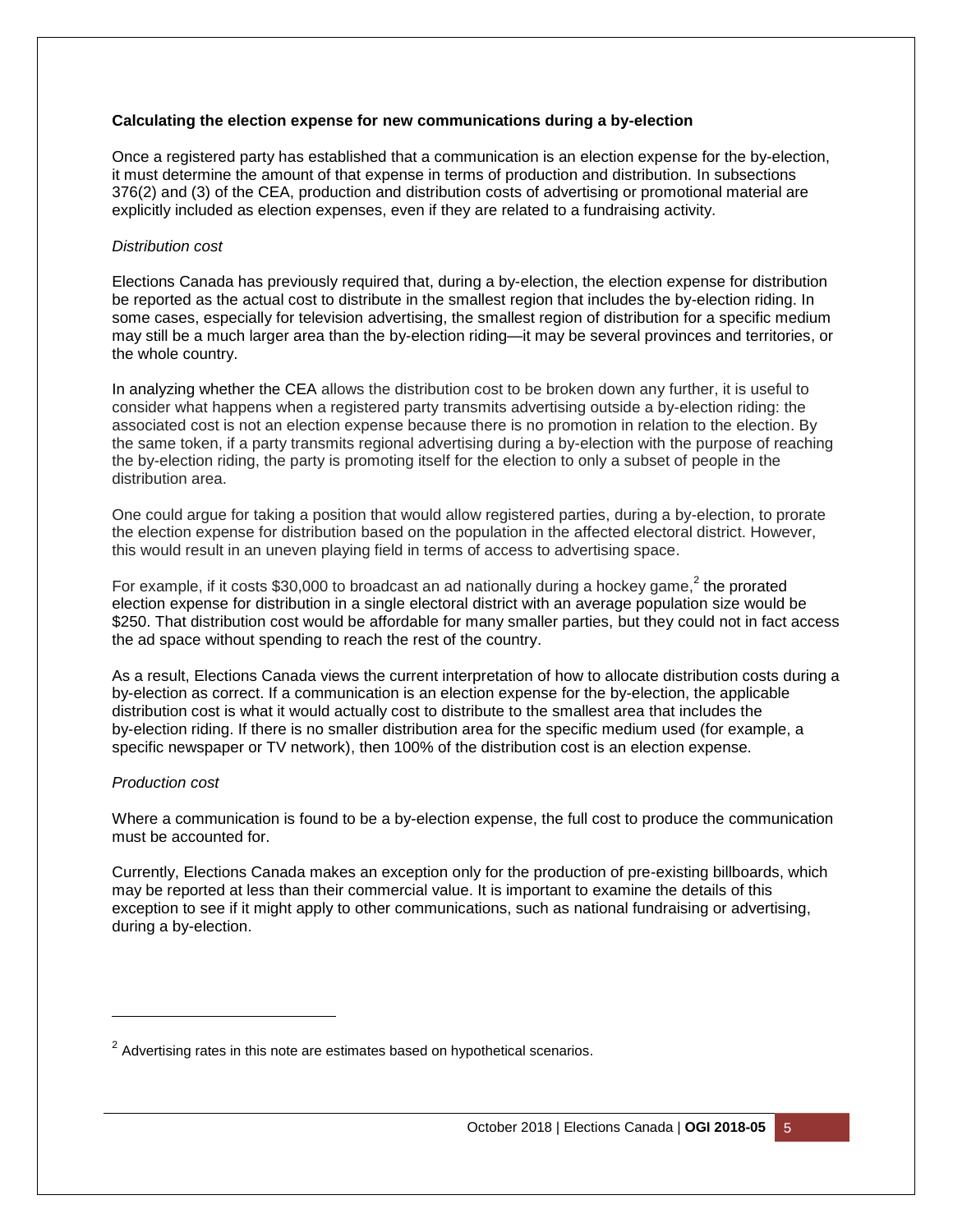**Calculating the election expense for new communications during a by-election**

Once a registered party has established that a communication is an election expense for the by-election, it must determine the amount of that expense in terms of production and distribution. In subsections 376(2) and (3) of the CEA, production and distribution costs of advertising or promotional material are explicitly included as election expenses, even if they are related to a fundraising activity.

*Distribution cost*

Elections Canada has previously required that, during a by-election, the election expense for distribution be reported as the actual cost to distribute in the smallest region that includes the by-election riding. In some cases, especially for television advertising, the smallest region of distribution for a specific medium may still be a much larger area than the by-election riding—it may be several provinces and territories, or the whole country.

In analyzing whether the CEA allows the distribution cost to be broken down any further, it is useful to consider what happens when a registered party transmits advertising outside a by-election riding: the associated cost is not an election expense because there is no promotion in relation to the election. By the same token, if a party transmits regional advertising during a by-election with the purpose of reaching the by-election riding, the party is promoting itself for the election to only a subset of people in the distribution area.

One could argue for taking a position that would allow registered parties, during a by-election, to prorate the election expense for distribution based on the population in the affected electoral district. However, this would result in an uneven playing field in terms of access to advertising space.

For example, if it costs $30,000 to broadcast an ad nationally during a hockey game,[2] the prorated election expense for distribution in a single electoral district with an average population size would be $250. That distribution cost would be affordable for many smaller parties, but they could not in fact access the ad space without spending to reach the rest of the country.

As a result, Elections Canada views the current interpretation of how to allocate distribution costs during a by-election as correct. If a communication is an election expense for the by-election, the applicable distribution cost is what it would actually cost to distribute to the smallest area that includes the by-election riding. If there is no smaller distribution area for the specific medium used (for example, a specific newspaper or TV network), then 100% of the distribution cost is an election expense.

*Production cost*

Where a communication is found to be a by-election expense, the full cost to produce the communication must be accounted for.

Currently, Elections Canada makes an exception only for the production of pre-existing billboards, which may be reported at less than their commercial value. It is important to examine the details of this exception to see if it might apply to other communications, such as national fundraising or advertising, during a by-election.

---

[2] Advertising rates in this note are estimates based on hypothetical scenarios.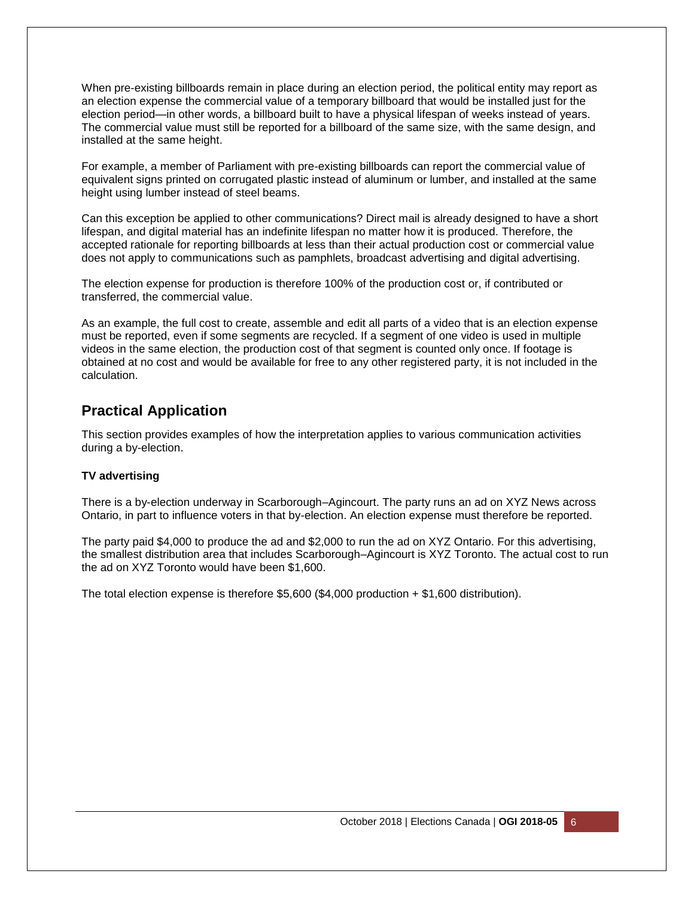When pre-existing billboards remain in place during an election period, the political entity may report as an election expense the commercial value of a temporary billboard that would be installed just for the election period—in other words, a billboard built to have a physical lifespan of weeks instead of years. The commercial value must still be reported for a billboard of the same size, with the same design, and installed at the same height.

For example, a member of Parliament with pre-existing billboards can report the commercial value of equivalent signs printed on corrugated plastic instead of aluminum or lumber, and installed at the same height using lumber instead of steel beams.

Can this exception be applied to other communications? Direct mail is already designed to have a short lifespan, and digital material has an indefinite lifespan no matter how it is produced. Therefore, the accepted rationale for reporting billboards at less than their actual production cost or commercial value does not apply to communications such as pamphlets, broadcast advertising and digital advertising.

The election expense for production is therefore 100% of the production cost or, if contributed or transferred, the commercial value.

As an example, the full cost to create, assemble and edit all parts of a video that is an election expense must be reported, even if some segments are recycled. If a segment of one video is used in multiple videos in the same election, the production cost of that segment is counted only once. If footage is obtained at no cost and would be available for free to any other registered party, it is not included in the calculation.

## Practical Application

This section provides examples of how the interpretation applies to various communication activities during a by-election.

**TV advertising**

There is a by-election underway in Scarborough–Agincourt. The party runs an ad on XYZ News across Ontario, in part to influence voters in that by-election. An election expense must therefore be reported.

The party paid $4,000 to produce the ad and $2,000 to run the ad on XYZ Ontario. For this advertising, the smallest distribution area that includes Scarborough–Agincourt is XYZ Toronto. The actual cost to run the ad on XYZ Toronto would have been $1,600.

The total election expense is therefore $5,600 ($4,000 production + $1,600 distribution).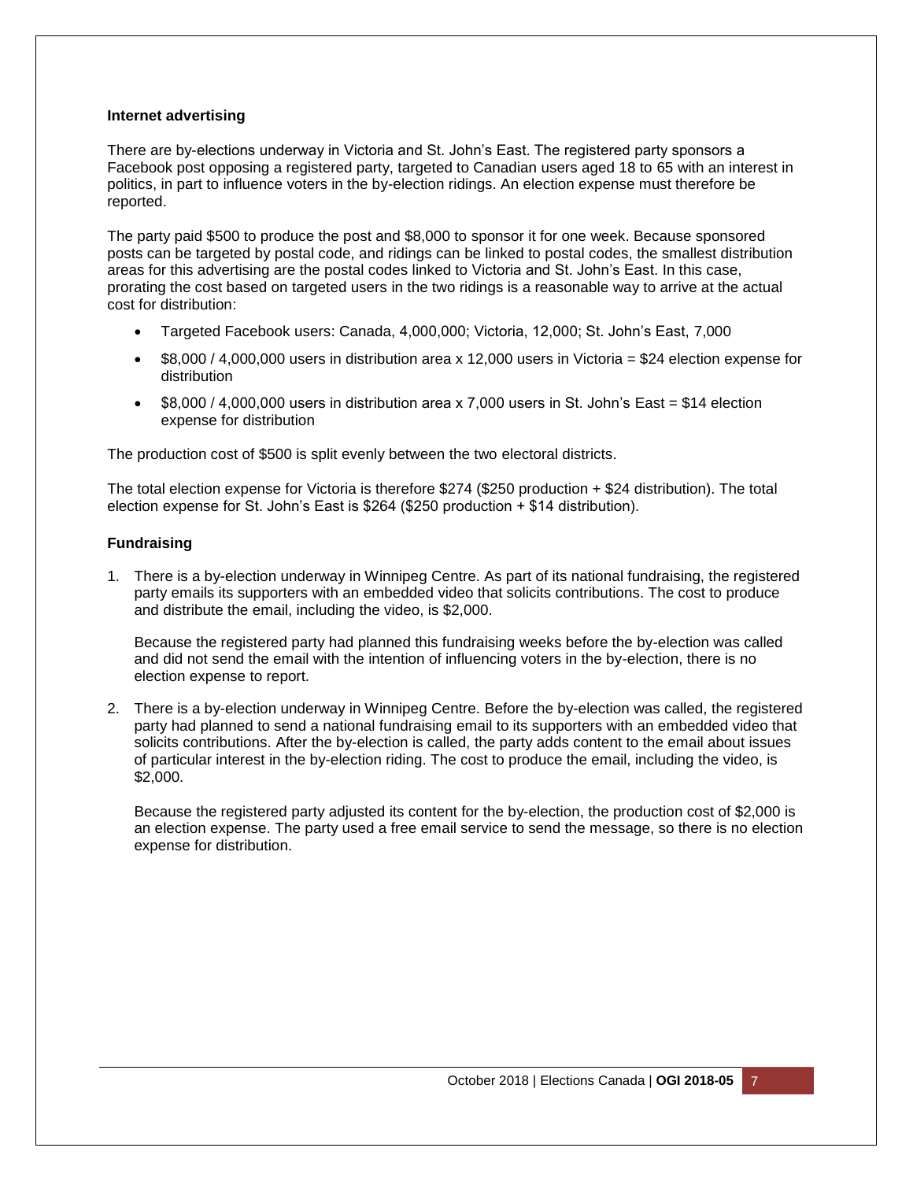### Internet advertising

There are by-elections underway in Victoria and St. John's East. The registered party sponsors a Facebook post opposing a registered party, targeted to Canadian users aged 18 to 65 with an interest in politics, in part to influence voters in the by-election ridings. An election expense must therefore be reported.

The party paid $500 to produce the post and $8,000 to sponsor it for one week. Because sponsored posts can be targeted by postal code, and ridings can be linked to postal codes, the smallest distribution areas for this advertising are the postal codes linked to Victoria and St. John's East. In this case, prorating the cost based on targeted users in the two ridings is a reasonable way to arrive at the actual cost for distribution:

- Targeted Facebook users: Canada, 4,000,000; Victoria, 12,000; St. John's East, 7,000
- $8,000 / 4,000,000 users in distribution area x 12,000 users in Victoria = $24 election expense for distribution
- $8,000 / 4,000,000 users in distribution area x 7,000 users in St. John's East = $14 election expense for distribution

The production cost of $500 is split evenly between the two electoral districts.

The total election expense for Victoria is therefore $274 ($250 production + $24 distribution). The total election expense for St. John's East is $264 ($250 production + $14 distribution).

### Fundraising

1. There is a by-election underway in Winnipeg Centre. As part of its national fundraising, the registered party emails its supporters with an embedded video that solicits contributions. The cost to produce and distribute the email, including the video, is $2,000.

   Because the registered party had planned this fundraising weeks before the by-election was called and did not send the email with the intention of influencing voters in the by-election, there is no election expense to report.

2. There is a by-election underway in Winnipeg Centre. Before the by-election was called, the registered party had planned to send a national fundraising email to its supporters with an embedded video that solicits contributions. After the by-election is called, the party adds content to the email about issues of particular interest in the by-election riding. The cost to produce the email, including the video, is $2,000.

   Because the registered party adjusted its content for the by-election, the production cost of $2,000 is an election expense. The party used a free email service to send the message, so there is no election expense for distribution.